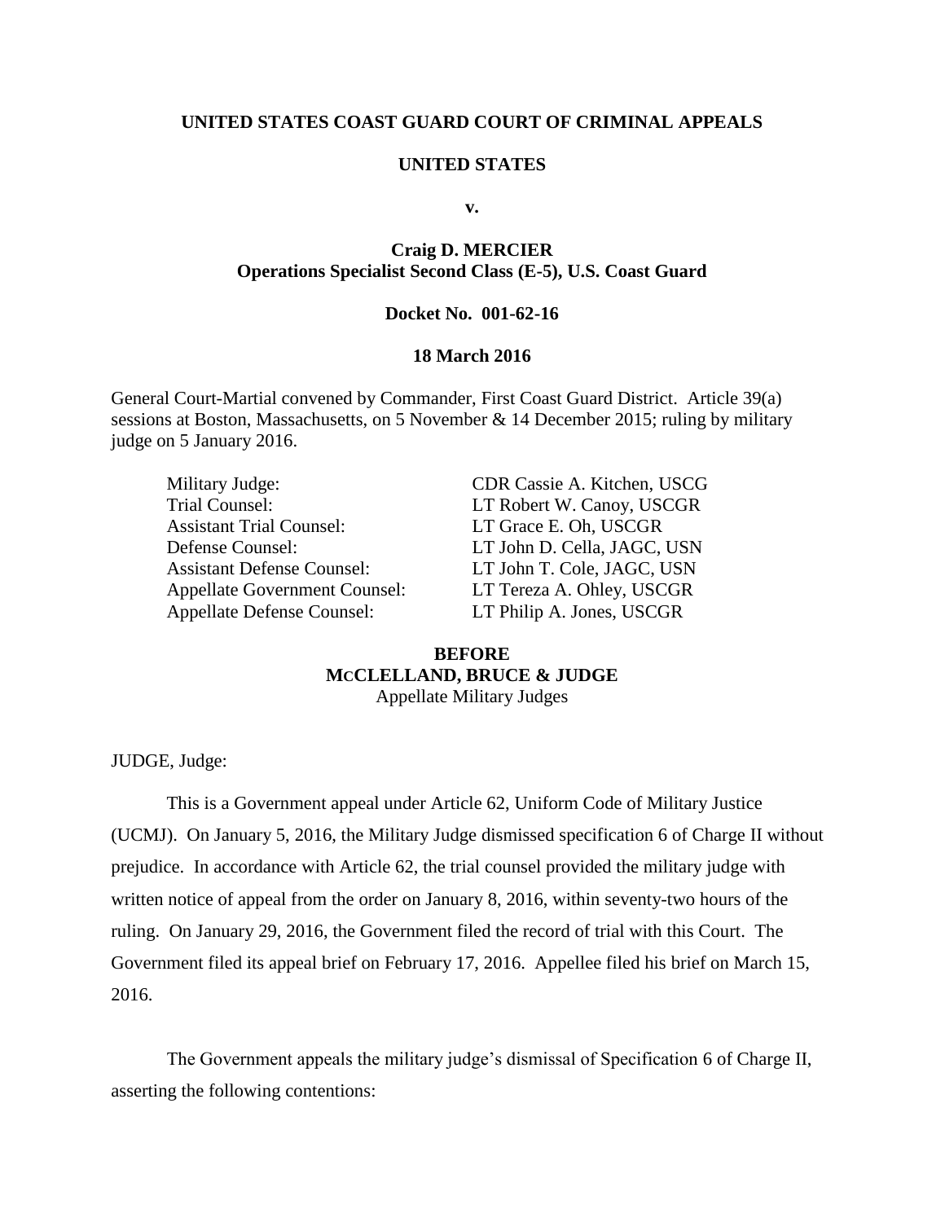**UNITED STATES COAST GUARD COURT OF CRIMINAL APPEALS**

**UNITED STATES**

**v.**

**Craig D. MERCIER**
**Operations Specialist Second Class (E-5), U.S. Coast Guard**

**Docket No. 001-62-16**

**18 March 2016**

General Court-Martial convened by Commander, First Coast Guard District. Article 39(a) sessions at Boston, Massachusetts, on 5 November & 14 December 2015; ruling by military judge on 5 January 2016.

| | |
|---|---|
| Military Judge: | CDR Cassie A. Kitchen, USCG |
| Trial Counsel: | LT Robert W. Canoy, USCGR |
| Assistant Trial Counsel: | LT Grace E. Oh, USCGR |
| Defense Counsel: | LT John D. Cella, JAGC, USN |
| Assistant Defense Counsel: | LT John T. Cole, JAGC, USN |
| Appellate Government Counsel: | LT Tereza A. Ohley, USCGR |
| Appellate Defense Counsel: | LT Philip A. Jones, USCGR |

**BEFORE**
**McCLELLAND, BRUCE & JUDGE**
Appellate Military Judges

JUDGE, Judge:

This is a Government appeal under Article 62, Uniform Code of Military Justice (UCMJ). On January 5, 2016, the Military Judge dismissed specification 6 of Charge II without prejudice. In accordance with Article 62, the trial counsel provided the military judge with written notice of appeal from the order on January 8, 2016, within seventy-two hours of the ruling. On January 29, 2016, the Government filed the record of trial with this Court. The Government filed its appeal brief on February 17, 2016. Appellee filed his brief on March 15, 2016.

The Government appeals the military judge's dismissal of Specification 6 of Charge II, asserting the following contentions: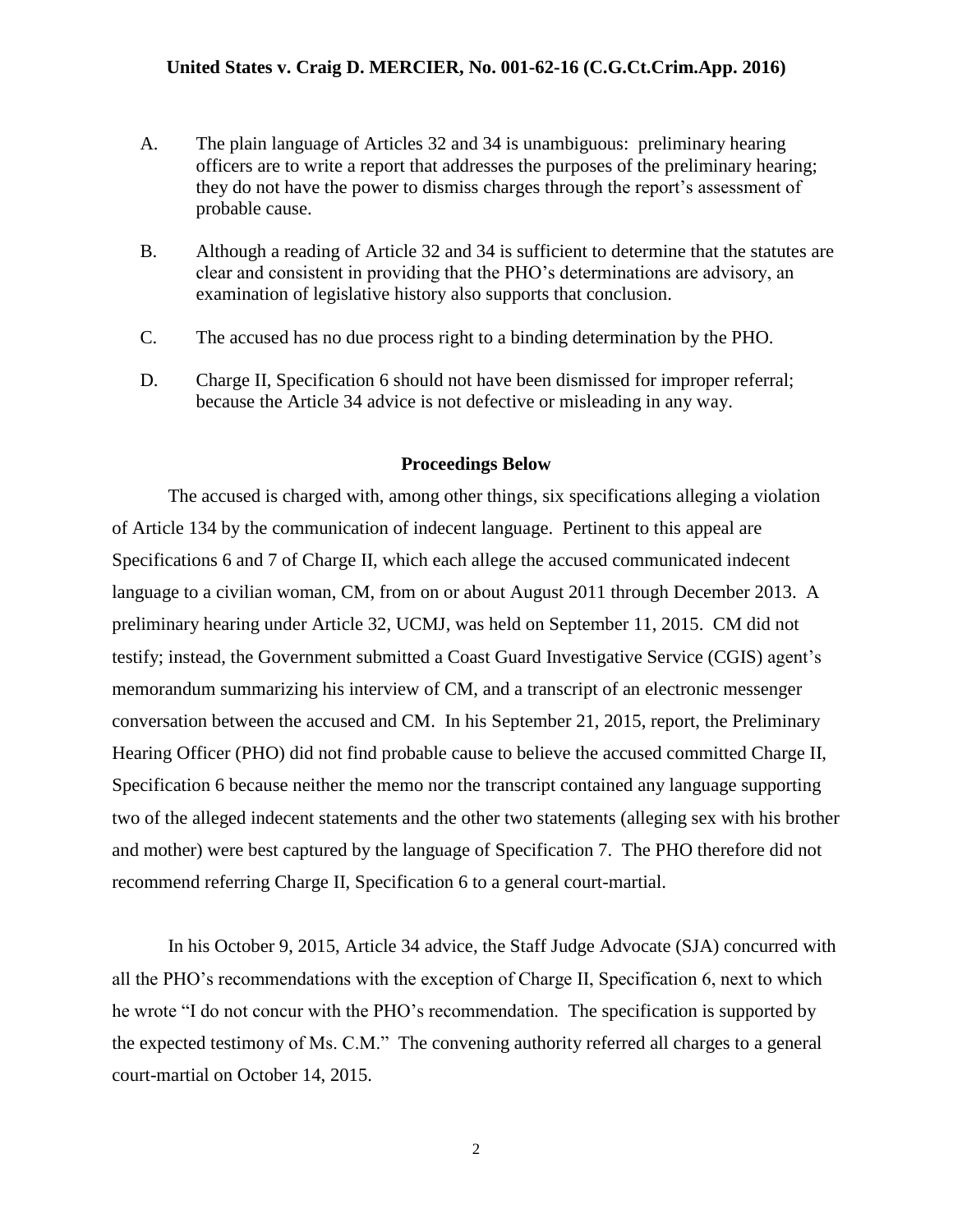A. The plain language of Articles 32 and 34 is unambiguous: preliminary hearing officers are to write a report that addresses the purposes of the preliminary hearing; they do not have the power to dismiss charges through the report's assessment of probable cause.

B. Although a reading of Article 32 and 34 is sufficient to determine that the statutes are clear and consistent in providing that the PHO's determinations are advisory, an examination of legislative history also supports that conclusion.

C. The accused has no due process right to a binding determination by the PHO.

D. Charge II, Specification 6 should not have been dismissed for improper referral; because the Article 34 advice is not defective or misleading in any way.

## Proceedings Below

The accused is charged with, among other things, six specifications alleging a violation of Article 134 by the communication of indecent language. Pertinent to this appeal are Specifications 6 and 7 of Charge II, which each allege the accused communicated indecent language to a civilian woman, CM, from on or about August 2011 through December 2013. A preliminary hearing under Article 32, UCMJ, was held on September 11, 2015. CM did not testify; instead, the Government submitted a Coast Guard Investigative Service (CGIS) agent's memorandum summarizing his interview of CM, and a transcript of an electronic messenger conversation between the accused and CM. In his September 21, 2015, report, the Preliminary Hearing Officer (PHO) did not find probable cause to believe the accused committed Charge II, Specification 6 because neither the memo nor the transcript contained any language supporting two of the alleged indecent statements and the other two statements (alleging sex with his brother and mother) were best captured by the language of Specification 7. The PHO therefore did not recommend referring Charge II, Specification 6 to a general court-martial.

In his October 9, 2015, Article 34 advice, the Staff Judge Advocate (SJA) concurred with all the PHO's recommendations with the exception of Charge II, Specification 6, next to which he wrote "I do not concur with the PHO's recommendation. The specification is supported by the expected testimony of Ms. C.M." The convening authority referred all charges to a general court-martial on October 14, 2015.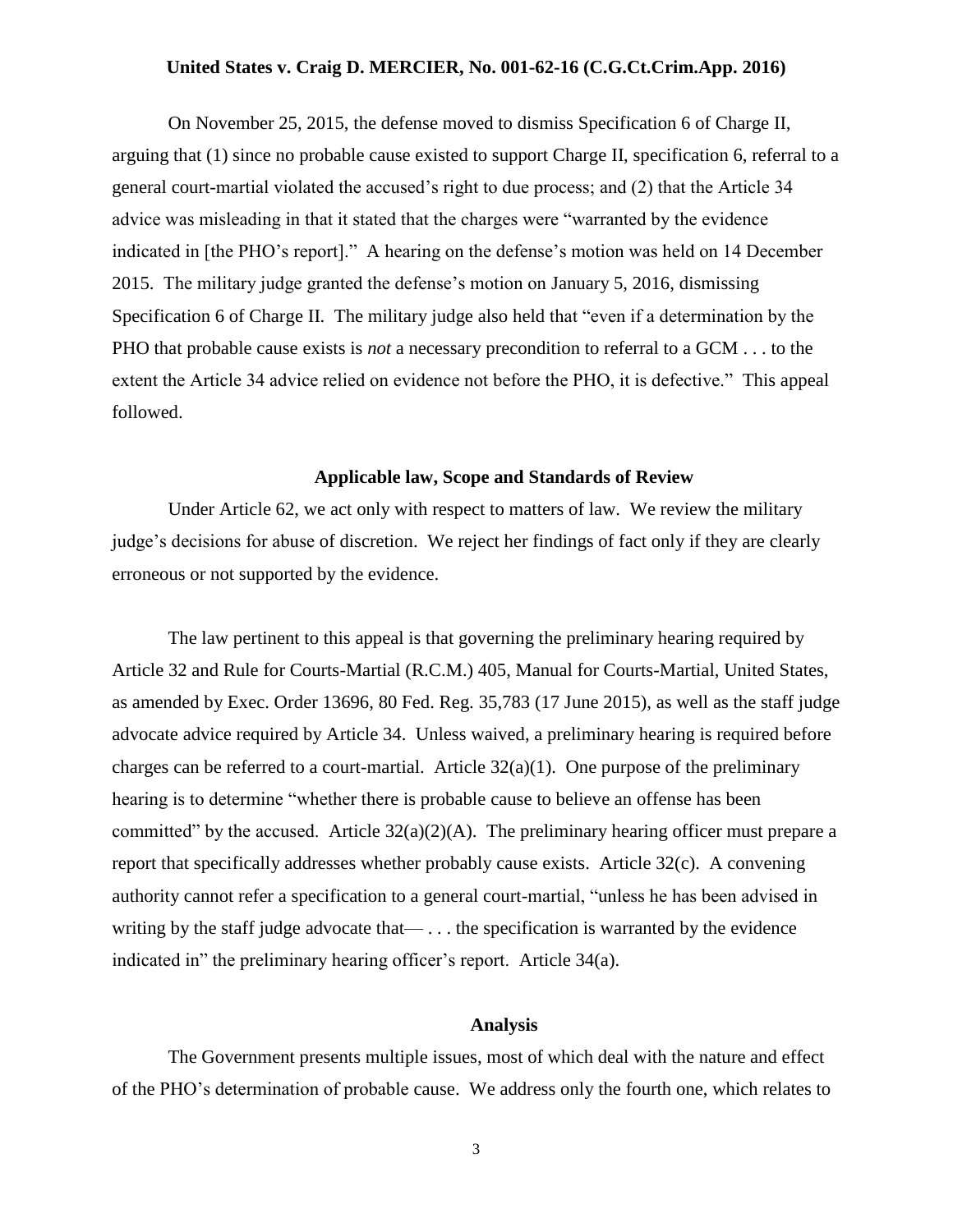On November 25, 2015, the defense moved to dismiss Specification 6 of Charge II, arguing that (1) since no probable cause existed to support Charge II, specification 6, referral to a general court-martial violated the accused's right to due process; and (2) that the Article 34 advice was misleading in that it stated that the charges were "warranted by the evidence indicated in [the PHO's report]." A hearing on the defense's motion was held on 14 December 2015. The military judge granted the defense's motion on January 5, 2016, dismissing Specification 6 of Charge II. The military judge also held that "even if a determination by the PHO that probable cause exists is *not* a necessary precondition to referral to a GCM . . . to the extent the Article 34 advice relied on evidence not before the PHO, it is defective." This appeal followed.

## Applicable law, Scope and Standards of Review

Under Article 62, we act only with respect to matters of law. We review the military judge's decisions for abuse of discretion. We reject her findings of fact only if they are clearly erroneous or not supported by the evidence.

The law pertinent to this appeal is that governing the preliminary hearing required by Article 32 and Rule for Courts-Martial (R.C.M.) 405, Manual for Courts-Martial, United States, as amended by Exec. Order 13696, 80 Fed. Reg. 35,783 (17 June 2015), as well as the staff judge advocate advice required by Article 34. Unless waived, a preliminary hearing is required before charges can be referred to a court-martial. Article 32(a)(1). One purpose of the preliminary hearing is to determine "whether there is probable cause to believe an offense has been committed" by the accused. Article 32(a)(2)(A). The preliminary hearing officer must prepare a report that specifically addresses whether probably cause exists. Article 32(c). A convening authority cannot refer a specification to a general court-martial, "unless he has been advised in writing by the staff judge advocate that— . . . the specification is warranted by the evidence indicated in" the preliminary hearing officer's report. Article 34(a).

## Analysis

The Government presents multiple issues, most of which deal with the nature and effect of the PHO's determination of probable cause. We address only the fourth one, which relates to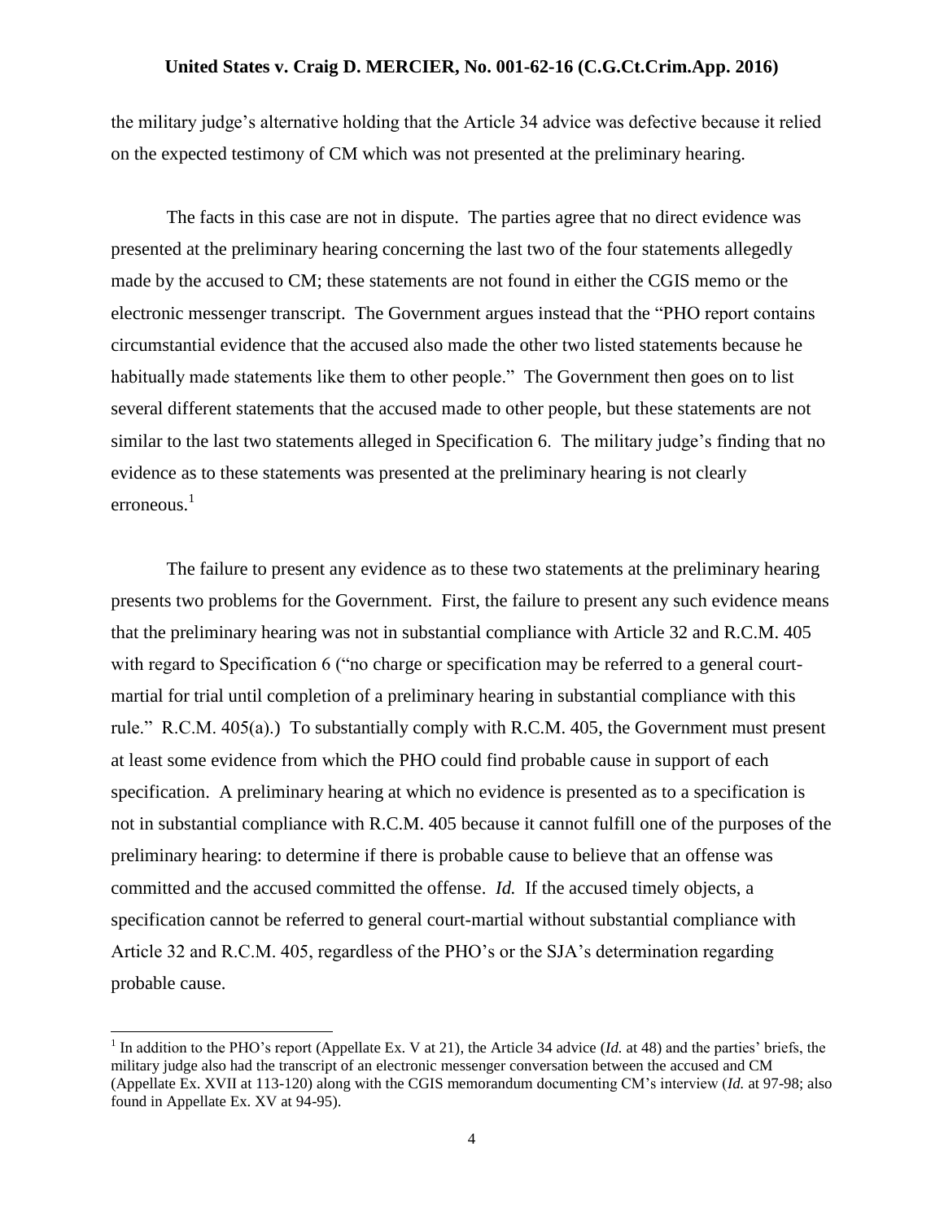the military judge's alternative holding that the Article 34 advice was defective because it relied on the expected testimony of CM which was not presented at the preliminary hearing.

The facts in this case are not in dispute. The parties agree that no direct evidence was presented at the preliminary hearing concerning the last two of the four statements allegedly made by the accused to CM; these statements are not found in either the CGIS memo or the electronic messenger transcript. The Government argues instead that the "PHO report contains circumstantial evidence that the accused also made the other two listed statements because he habitually made statements like them to other people." The Government then goes on to list several different statements that the accused made to other people, but these statements are not similar to the last two statements alleged in Specification 6. The military judge's finding that no evidence as to these statements was presented at the preliminary hearing is not clearly erroneous.[1]

The failure to present any evidence as to these two statements at the preliminary hearing presents two problems for the Government. First, the failure to present any such evidence means that the preliminary hearing was not in substantial compliance with Article 32 and R.C.M. 405 with regard to Specification 6 ("no charge or specification may be referred to a general court-martial for trial until completion of a preliminary hearing in substantial compliance with this rule." R.C.M. 405(a).) To substantially comply with R.C.M. 405, the Government must present at least some evidence from which the PHO could find probable cause in support of each specification. A preliminary hearing at which no evidence is presented as to a specification is not in substantial compliance with R.C.M. 405 because it cannot fulfill one of the purposes of the preliminary hearing: to determine if there is probable cause to believe that an offense was committed and the accused committed the offense. *Id.* If the accused timely objects, a specification cannot be referred to general court-martial without substantial compliance with Article 32 and R.C.M. 405, regardless of the PHO's or the SJA's determination regarding probable cause.

---

[1] In addition to the PHO's report (Appellate Ex. V at 21), the Article 34 advice (*Id.* at 48) and the parties' briefs, the military judge also had the transcript of an electronic messenger conversation between the accused and CM (Appellate Ex. XVII at 113-120) along with the CGIS memorandum documenting CM's interview (*Id.* at 97-98; also found in Appellate Ex. XV at 94-95).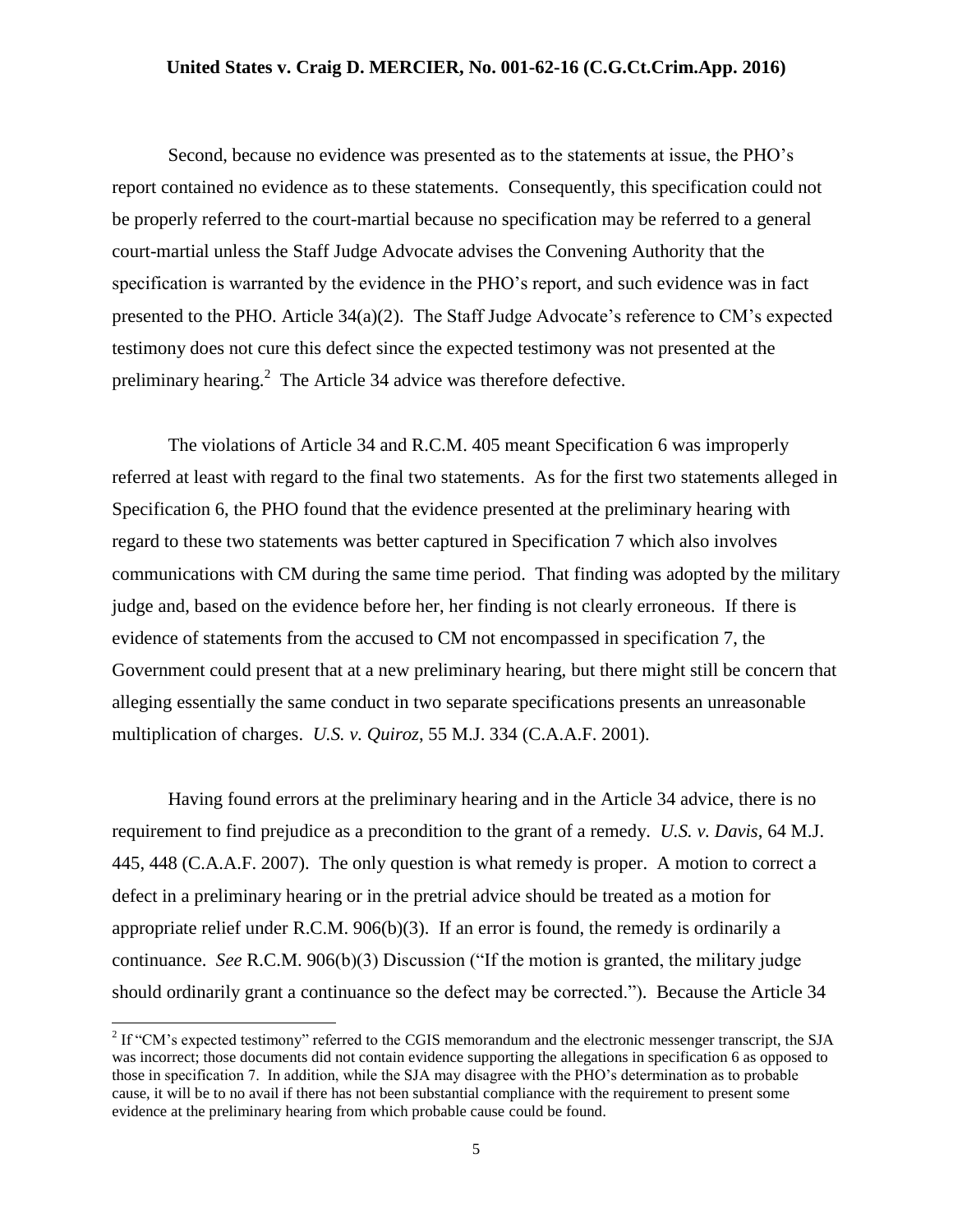Second, because no evidence was presented as to the statements at issue, the PHO's report contained no evidence as to these statements. Consequently, this specification could not be properly referred to the court-martial because no specification may be referred to a general court-martial unless the Staff Judge Advocate advises the Convening Authority that the specification is warranted by the evidence in the PHO's report, and such evidence was in fact presented to the PHO. Article 34(a)(2). The Staff Judge Advocate's reference to CM's expected testimony does not cure this defect since the expected testimony was not presented at the preliminary hearing.[2] The Article 34 advice was therefore defective.

The violations of Article 34 and R.C.M. 405 meant Specification 6 was improperly referred at least with regard to the final two statements. As for the first two statements alleged in Specification 6, the PHO found that the evidence presented at the preliminary hearing with regard to these two statements was better captured in Specification 7 which also involves communications with CM during the same time period. That finding was adopted by the military judge and, based on the evidence before her, her finding is not clearly erroneous. If there is evidence of statements from the accused to CM not encompassed in specification 7, the Government could present that at a new preliminary hearing, but there might still be concern that alleging essentially the same conduct in two separate specifications presents an unreasonable multiplication of charges. *U.S. v. Quiroz*, 55 M.J. 334 (C.A.A.F. 2001).

Having found errors at the preliminary hearing and in the Article 34 advice, there is no requirement to find prejudice as a precondition to the grant of a remedy. *U.S. v. Davis*, 64 M.J. 445, 448 (C.A.A.F. 2007). The only question is what remedy is proper. A motion to correct a defect in a preliminary hearing or in the pretrial advice should be treated as a motion for appropriate relief under R.C.M. 906(b)(3). If an error is found, the remedy is ordinarily a continuance. *See* R.C.M. 906(b)(3) Discussion ("If the motion is granted, the military judge should ordinarily grant a continuance so the defect may be corrected."). Because the Article 34

[2] If "CM's expected testimony" referred to the CGIS memorandum and the electronic messenger transcript, the SJA was incorrect; those documents did not contain evidence supporting the allegations in specification 6 as opposed to those in specification 7. In addition, while the SJA may disagree with the PHO's determination as to probable cause, it will be to no avail if there has not been substantial compliance with the requirement to present some evidence at the preliminary hearing from which probable cause could be found.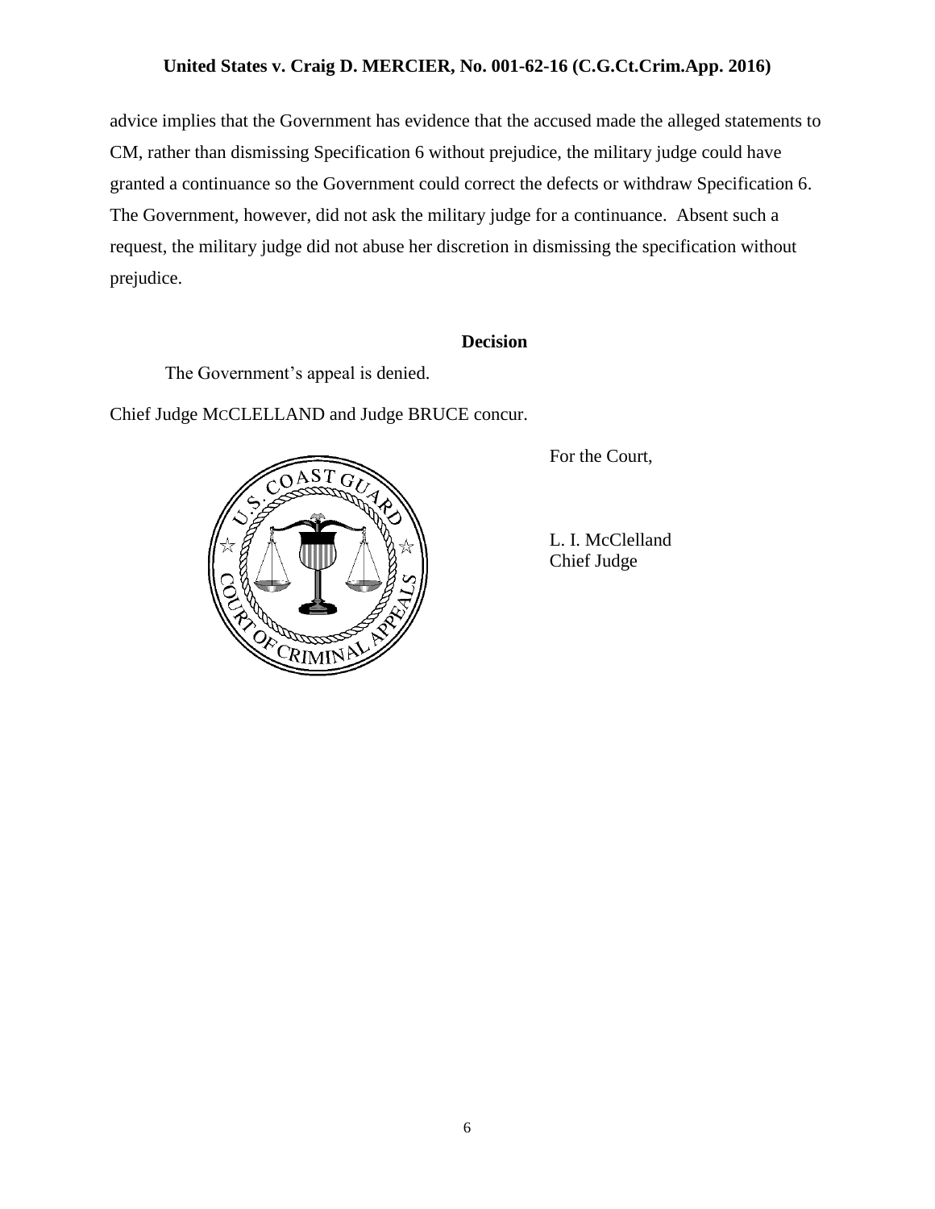advice implies that the Government has evidence that the accused made the alleged statements to CM, rather than dismissing Specification 6 without prejudice, the military judge could have granted a continuance so the Government could correct the defects or withdraw Specification 6. The Government, however, did not ask the military judge for a continuance. Absent such a request, the military judge did not abuse her discretion in dismissing the specification without prejudice.

## Decision

The Government's appeal is denied.

Chief Judge MCCLELLAND and Judge BRUCE concur.

For the Court,

L. I. McClelland
Chief Judge